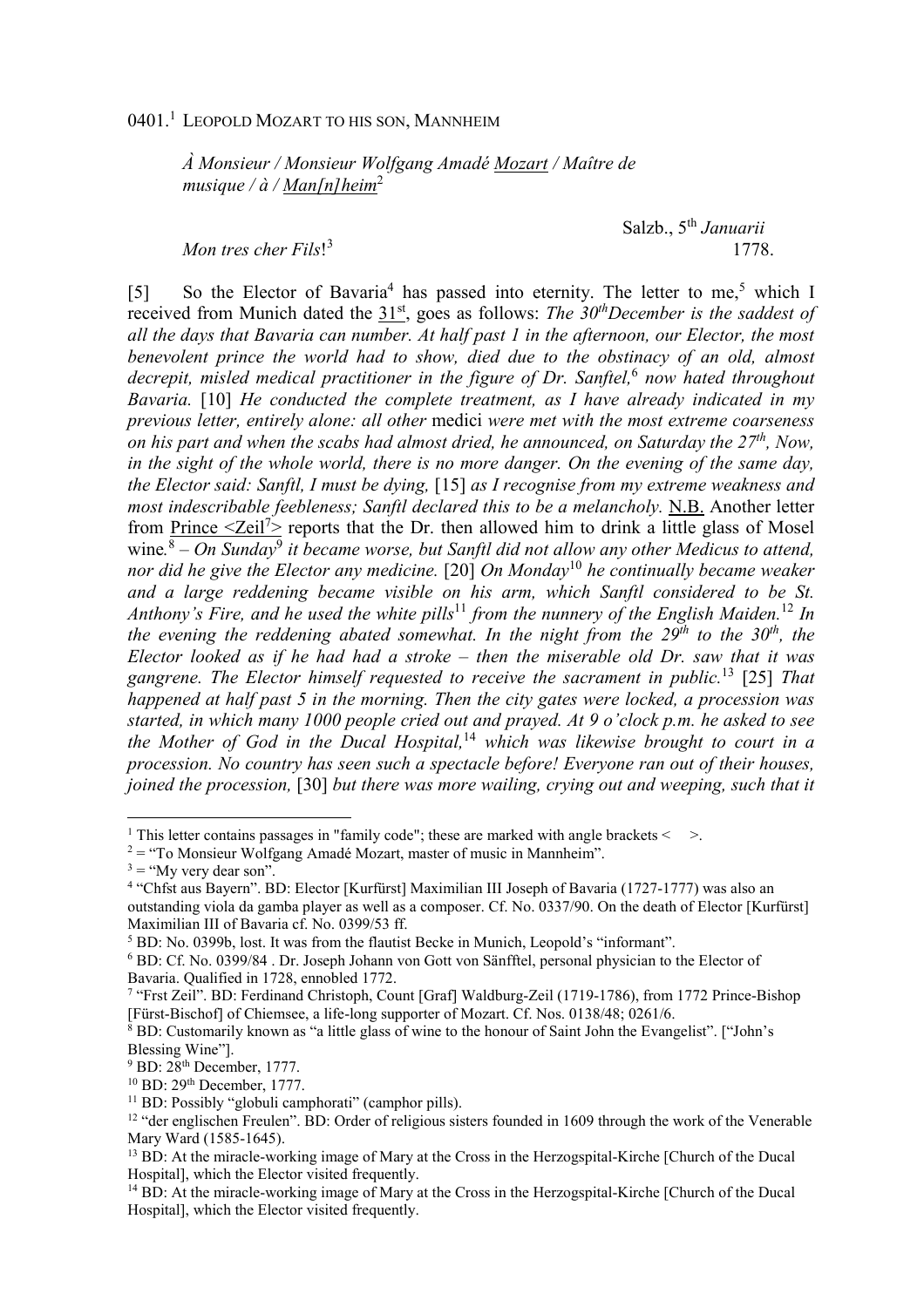0401.[1] LEOPOLD MOZART TO HIS SON, MANNHEIM

*À Monsieur / Monsieur Wolfgang Amadé Mozart / Maître de musique / à / Man[n]heim*[2]

Salzb., 5th *Januarii* 1778.

*Mon tres cher Fils*![3]

[5] So the Elector of Bavaria[4] has passed into eternity. The letter to me,[5] which I received from Munich dated the 31st, goes as follows: *The 30th December is the saddest of all the days that Bavaria can number. At half past 1 in the afternoon, our Elector, the most benevolent prince the world had to show, died due to the obstinacy of an old, almost decrepit, misled medical practitioner in the figure of Dr. Sanftel,*[6] *now hated throughout Bavaria.* [10] *He conducted the complete treatment, as I have already indicated in my previous letter, entirely alone: all other* medici *were met with the most extreme coarseness on his part and when the scabs had almost dried, he announced, on Saturday the 27th, Now, in the sight of the whole world, there is no more danger. On the evening of the same day, the Elector said: Sanftl, I must be dying,* [15] *as I recognise from my extreme weakness and most indescribable feebleness; Sanftl declared this to be a melancholy.* N.B. Another letter from Prince <Zeil[7]> reports that the Dr. then allowed him to drink a little glass of Mosel wine.[8] – *On Sunday*[9] *it became worse, but Sanftl did not allow any other Medicus to attend, nor did he give the Elector any medicine.* [20] *On Monday*[10] *he continually became weaker and a large reddening became visible on his arm, which Sanftl considered to be St. Anthony's Fire, and he used the white pills*[11] *from the nunnery of the English Maiden.*[12] *In the evening the reddening abated somewhat. In the night from the 29th to the 30th, the Elector looked as if he had had a stroke – then the miserable old Dr. saw that it was gangrene. The Elector himself requested to receive the sacrament in public.*[13] [25] *That happened at half past 5 in the morning. Then the city gates were locked, a procession was started, in which many 1000 people cried out and prayed. At 9 o'clock p.m. he asked to see the Mother of God in the Ducal Hospital,*[14] *which was likewise brought to court in a procession. No country has seen such a spectacle before! Everyone ran out of their houses, joined the procession,* [30] *but there was more wailing, crying out and weeping, such that it*

---

[1] This letter contains passages in "family code"; these are marked with angle brackets < >.

[2] = "To Monsieur Wolfgang Amadé Mozart, master of music in Mannheim".

[3] = "My very dear son".

[4] "Chfst aus Bayern". BD: Elector [Kurfürst] Maximilian III Joseph of Bavaria (1727-1777) was also an outstanding viola da gamba player as well as a composer. Cf. No. 0337/90. On the death of Elector [Kurfürst] Maximilian III of Bavaria cf. No. 0399/53 ff.

[5] BD: No. 0399b, lost. It was from the flautist Becke in Munich, Leopold's "informant".

[6] BD: Cf. No. 0399/84 . Dr. Joseph Johann von Gott von Sänfftel, personal physician to the Elector of Bavaria. Qualified in 1728, ennobled 1772.

[7] "Frst Zeil". BD: Ferdinand Christoph, Count [Graf] Waldburg-Zeil (1719-1786), from 1772 Prince-Bishop [Fürst-Bischof] of Chiemsee, a life-long supporter of Mozart. Cf. Nos. 0138/48; 0261/6.

[8] BD: Customarily known as "a little glass of wine to the honour of Saint John the Evangelist". ["John's Blessing Wine"].

[9] BD: 28th December, 1777.

[10] BD: 29th December, 1777.

[11] BD: Possibly "globuli camphorati" (camphor pills).

[12] "der englischen Freulen". BD: Order of religious sisters founded in 1609 through the work of the Venerable Mary Ward (1585-1645).

[13] BD: At the miracle-working image of Mary at the Cross in the Herzogspital-Kirche [Church of the Ducal Hospital], which the Elector visited frequently.

[14] BD: At the miracle-working image of Mary at the Cross in the Herzogspital-Kirche [Church of the Ducal Hospital], which the Elector visited frequently.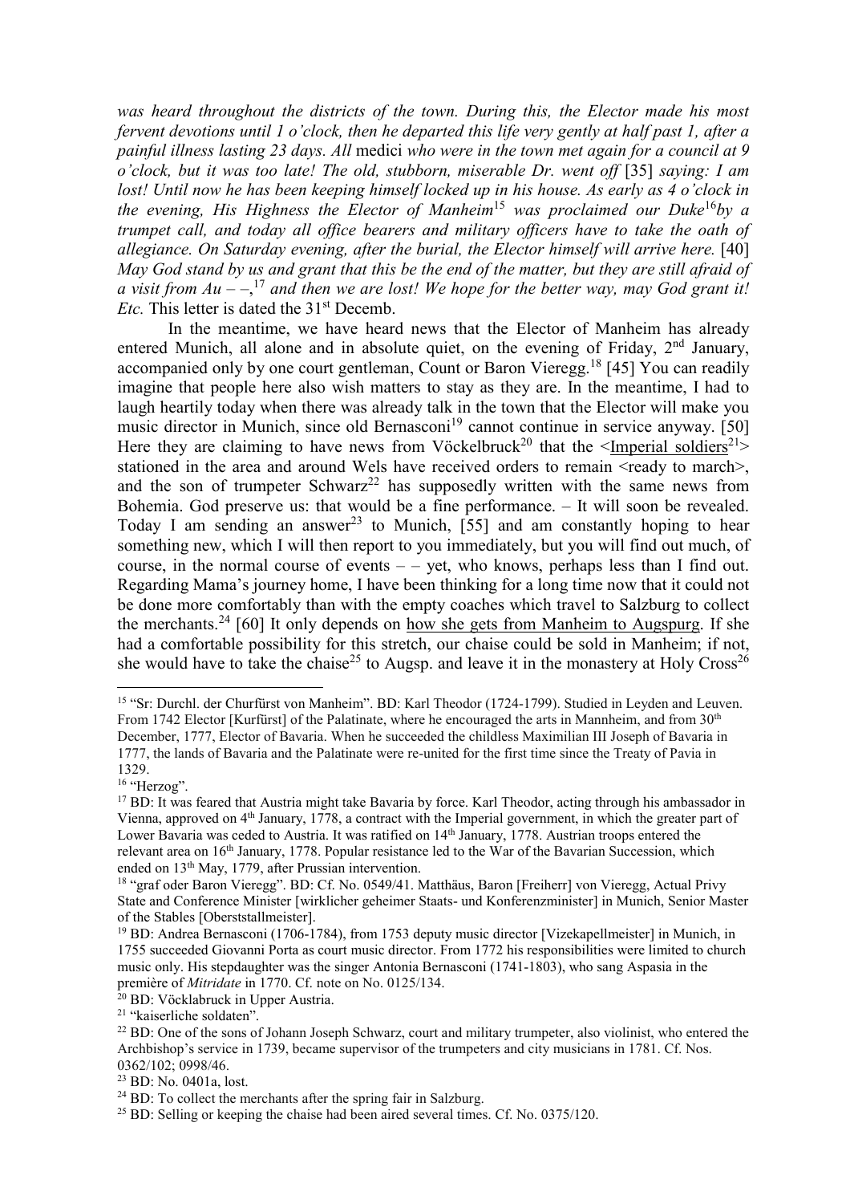*was heard throughout the districts of the town. During this, the Elector made his most fervent devotions until 1 o'clock, then he departed this life very gently at half past 1, after a painful illness lasting 23 days. All* medici *who were in the town met again for a council at 9 o'clock, but it was too late! The old, stubborn, miserable Dr. went off* [35] *saying: I am lost! Until now he has been keeping himself locked up in his house. As early as 4 o'clock in the evening, His Highness the Elector of Manheim*[15] *was proclaimed our Duke*[16]*by a trumpet call, and today all office bearers and military officers have to take the oath of allegiance. On Saturday evening, after the burial, the Elector himself will arrive here.* [40] *May God stand by us and grant that this be the end of the matter, but they are still afraid of a visit from Au – –,*[17] *and then we are lost! We hope for the better way, may God grant it! Etc.* This letter is dated the 31st Decemb.

In the meantime, we have heard news that the Elector of Manheim has already entered Munich, all alone and in absolute quiet, on the evening of Friday, 2nd January, accompanied only by one court gentleman, Count or Baron Vieregg.[18] [45] You can readily imagine that people here also wish matters to stay as they are. In the meantime, I had to laugh heartily today when there was already talk in the town that the Elector will make you music director in Munich, since old Bernasconi[19] cannot continue in service anyway. [50] Here they are claiming to have news from Vöckelbruck[20] that the <Imperial soldiers[21]> stationed in the area and around Wels have received orders to remain <ready to march>, and the son of trumpeter Schwarz[22] has supposedly written with the same news from Bohemia. God preserve us: that would be a fine performance. – It will soon be revealed. Today I am sending an answer[23] to Munich, [55] and am constantly hoping to hear something new, which I will then report to you immediately, but you will find out much, of course, in the normal course of events – – yet, who knows, perhaps less than I find out. Regarding Mama's journey home, I have been thinking for a long time now that it could not be done more comfortably than with the empty coaches which travel to Salzburg to collect the merchants.[24] [60] It only depends on how she gets from Manheim to Augspurg. If she had a comfortable possibility for this stretch, our chaise could be sold in Manheim; if not, she would have to take the chaise[25] to Augsp. and leave it in the monastery at Holy Cross[26]

---

[15] "Sr: Durchl. der Churfürst von Manheim". BD: Karl Theodor (1724-1799). Studied in Leyden and Leuven. From 1742 Elector [Kurfürst] of the Palatinate, where he encouraged the arts in Mannheim, and from 30th December, 1777, Elector of Bavaria. When he succeeded the childless Maximilian III Joseph of Bavaria in 1777, the lands of Bavaria and the Palatinate were re-united for the first time since the Treaty of Pavia in 1329.

[16] "Herzog".

[17] BD: It was feared that Austria might take Bavaria by force. Karl Theodor, acting through his ambassador in Vienna, approved on 4th January, 1778, a contract with the Imperial government, in which the greater part of Lower Bavaria was ceded to Austria. It was ratified on 14th January, 1778. Austrian troops entered the relevant area on 16th January, 1778. Popular resistance led to the War of the Bavarian Succession, which ended on 13th May, 1779, after Prussian intervention.

[18] "graf oder Baron Vieregg". BD: Cf. No. 0549/41. Matthäus, Baron [Freiherr] von Vieregg, Actual Privy State and Conference Minister [wirklicher geheimer Staats- und Konferenzminister] in Munich, Senior Master of the Stables [Oberststallmeister].

[19] BD: Andrea Bernasconi (1706-1784), from 1753 deputy music director [Vizekapellmeister] in Munich, in 1755 succeeded Giovanni Porta as court music director. From 1772 his responsibilities were limited to church music only. His stepdaughter was the singer Antonia Bernasconi (1741-1803), who sang Aspasia in the première of *Mitridate* in 1770. Cf. note on No. 0125/134.

[20] BD: Vöcklabruck in Upper Austria.

[21] "kaiserliche soldaten".

[22] BD: One of the sons of Johann Joseph Schwarz, court and military trumpeter, also violinist, who entered the Archbishop's service in 1739, became supervisor of the trumpeters and city musicians in 1781. Cf. Nos. 0362/102; 0998/46.

[23] BD: No. 0401a, lost.

[24] BD: To collect the merchants after the spring fair in Salzburg.

[25] BD: Selling or keeping the chaise had been aired several times. Cf. No. 0375/120.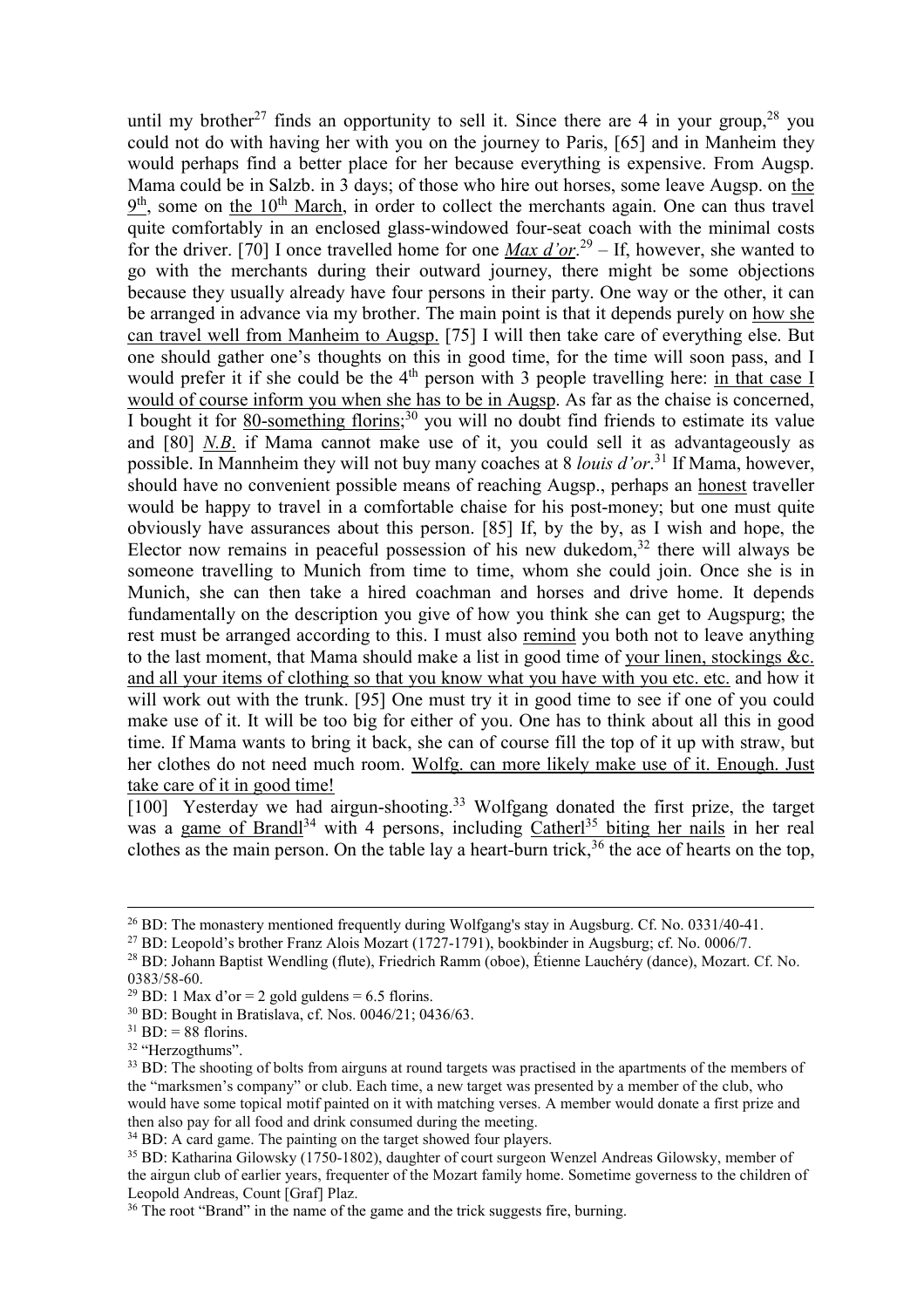until my brother[27] finds an opportunity to sell it. Since there are 4 in your group,[28] you could not do with having her with you on the journey to Paris, [65] and in Manheim they would perhaps find a better place for her because everything is expensive. From Augsp. Mama could be in Salzb. in 3 days; of those who hire out horses, some leave Augsp. on the 9th, some on the 10th March, in order to collect the merchants again. One can thus travel quite comfortably in an enclosed glass-windowed four-seat coach with the minimal costs for the driver. [70] I once travelled home for one *Max d'or*.[29] – If, however, she wanted to go with the merchants during their outward journey, there might be some objections because they usually already have four persons in their party. One way or the other, it can be arranged in advance via my brother. The main point is that it depends purely on how she can travel well from Manheim to Augsp. [75] I will then take care of everything else. But one should gather one's thoughts on this in good time, for the time will soon pass, and I would prefer it if she could be the 4th person with 3 people travelling here: in that case I would of course inform you when she has to be in Augsp. As far as the chaise is concerned, I bought it for 80-something florins;[30] you will no doubt find friends to estimate its value and [80] *N.B.* if Mama cannot make use of it, you could sell it as advantageously as possible. In Mannheim they will not buy many coaches at 8 *louis d'or*.[31] If Mama, however, should have no convenient possible means of reaching Augsp., perhaps an honest traveller would be happy to travel in a comfortable chaise for his post-money; but one must quite obviously have assurances about this person. [85] If, by the by, as I wish and hope, the Elector now remains in peaceful possession of his new dukedom,[32] there will always be someone travelling to Munich from time to time, whom she could join. Once she is in Munich, she can then take a hired coachman and horses and drive home. It depends fundamentally on the description you give of how you think she can get to Augspurg; the rest must be arranged according to this. I must also remind you both not to leave anything to the last moment, that Mama should make a list in good time of your linen, stockings &c. and all your items of clothing so that you know what you have with you etc. etc. and how it will work out with the trunk. [95] One must try it in good time to see if one of you could make use of it. It will be too big for either of you. One has to think about all this in good time. If Mama wants to bring it back, she can of course fill the top of it up with straw, but her clothes do not need much room. Wolfg. can more likely make use of it. Enough. Just take care of it in good time!

[100] Yesterday we had airgun-shooting.[33] Wolfgang donated the first prize, the target was a game of Brandl[34] with 4 persons, including Catherl[35] biting her nails in her real clothes as the main person. On the table lay a heart-burn trick,[36] the ace of hearts on the top,

---

[26] BD: The monastery mentioned frequently during Wolfgang's stay in Augsburg. Cf. No. 0331/40-41.

[27] BD: Leopold's brother Franz Alois Mozart (1727-1791), bookbinder in Augsburg; cf. No. 0006/7.

[28] BD: Johann Baptist Wendling (flute), Friedrich Ramm (oboe), Étienne Lauchéry (dance), Mozart. Cf. No. 0383/58-60.

[29] BD: 1 Max d'or = 2 gold guldens = 6.5 florins.

[30] BD: Bought in Bratislava, cf. Nos. 0046/21; 0436/63.

[31] BD: = 88 florins.

[32] "Herzogthums".

[33] BD: The shooting of bolts from airguns at round targets was practised in the apartments of the members of the "marksmen's company" or club. Each time, a new target was presented by a member of the club, who would have some topical motif painted on it with matching verses. A member would donate a first prize and then also pay for all food and drink consumed during the meeting.

[34] BD: A card game. The painting on the target showed four players.

[35] BD: Katharina Gilowsky (1750-1802), daughter of court surgeon Wenzel Andreas Gilowsky, member of the airgun club of earlier years, frequenter of the Mozart family home. Sometime governess to the children of Leopold Andreas, Count [Graf] Plaz.

[36] The root "Brand" in the name of the game and the trick suggests fire, burning.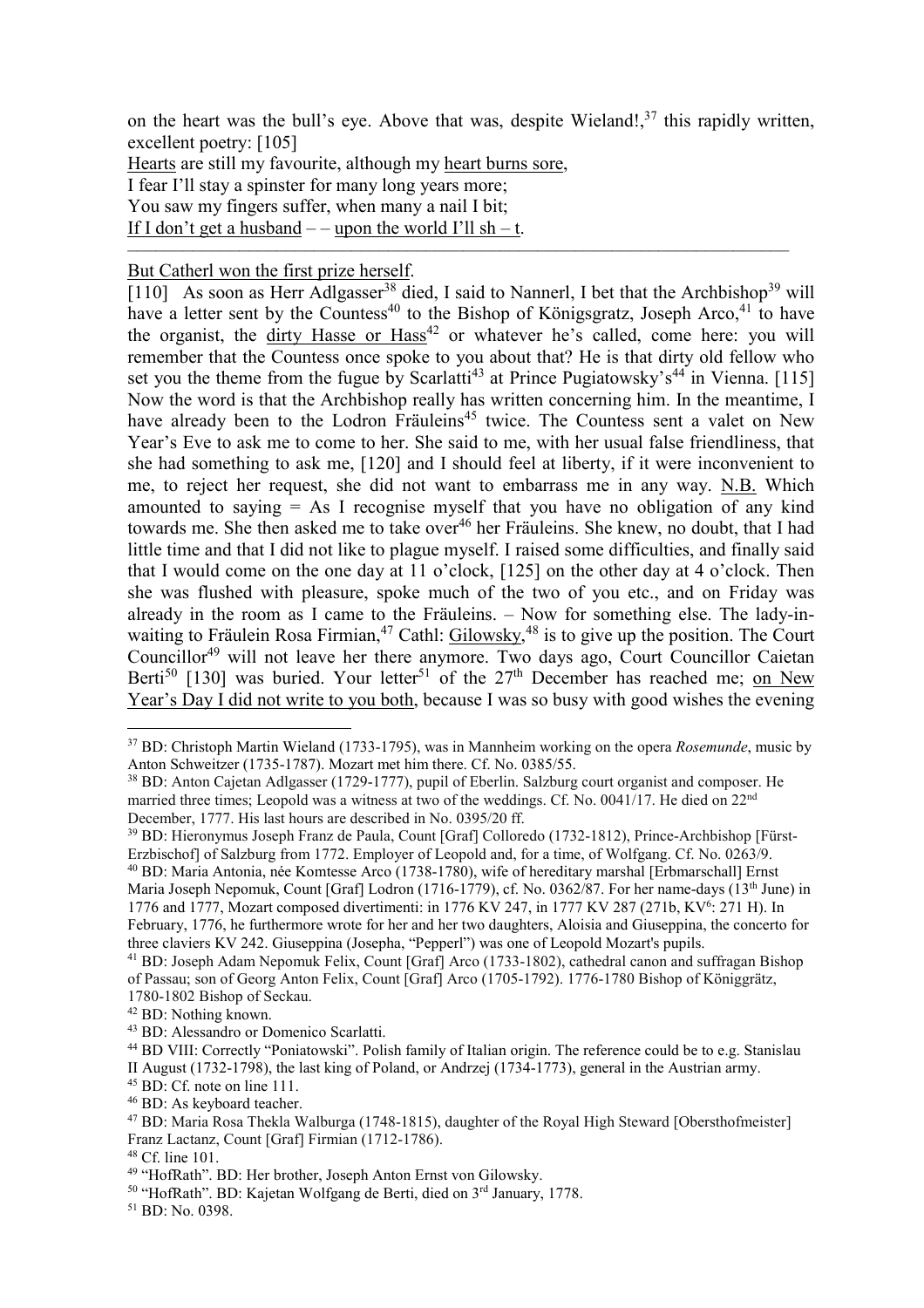on the heart was the bull's eye. Above that was, despite Wieland!,[37] this rapidly written, excellent poetry: [105]

<u>Hearts</u> are still my favourite, although my <u>heart burns sore</u>,
I fear I'll stay a spinster for many long years more;
You saw my fingers suffer, when many a nail I bit;
<u>If I don't get a husband</u> – – <u>upon the world I'll sh – t</u>.

---

<u>But Catherl won the first prize herself</u>.

[110] As soon as Herr Adlgasser[38] died, I said to Nannerl, I bet that the Archbishop[39] will have a letter sent by the Countess[40] to the Bishop of Königsgratz, Joseph Arco,[41] to have the organist, the <u>dirty Hasse or Hass</u>[42] or whatever he's called, come here: you will remember that the Countess once spoke to you about that? He is that dirty old fellow who set you the theme from the fugue by Scarlatti[43] at Prince Pugiatowsky's[44] in Vienna. [115] Now the word is that the Archbishop really has written concerning him. In the meantime, I have already been to the Lodron Fräuleins[45] twice. The Countess sent a valet on New Year's Eve to ask me to come to her. She said to me, with her usual false friendliness, that she had something to ask me, [120] and I should feel at liberty, if it were inconvenient to me, to reject her request, she did not want to embarrass me in any way. <u>N.B.</u> Which amounted to saying = As I recognise myself that you have no obligation of any kind towards me. She then asked me to take over[46] her Fräuleins. She knew, no doubt, that I had little time and that I did not like to plague myself. I raised some difficulties, and finally said that I would come on the one day at 11 o'clock, [125] on the other day at 4 o'clock. Then she was flushed with pleasure, spoke much of the two of you etc., and on Friday was already in the room as I came to the Fräuleins. – Now for something else. The lady-in-waiting to Fräulein Rosa Firmian,[47] Cathl: <u>Gilowsky</u>,[48] is to give up the position. The Court Councillor[49] will not leave her there anymore. Two days ago, Court Councillor Caietan Berti[50] [130] was buried. Your letter[51] of the 27th December has reached me; <u>on New Year's Day I did not write to you both</u>, because I was so busy with good wishes the evening

---

[37] BD: Christoph Martin Wieland (1733-1795), was in Mannheim working on the opera *Rosemunde*, music by Anton Schweitzer (1735-1787). Mozart met him there. Cf. No. 0385/55.

[38] BD: Anton Cajetan Adlgasser (1729-1777), pupil of Eberlin. Salzburg court organist and composer. He married three times; Leopold was a witness at two of the weddings. Cf. No. 0041/17. He died on 22nd December, 1777. His last hours are described in No. 0395/20 ff.

[39] BD: Hieronymus Joseph Franz de Paula, Count [Graf] Colloredo (1732-1812), Prince-Archbishop [Fürst-Erzbischof] of Salzburg from 1772. Employer of Leopold and, for a time, of Wolfgang. Cf. No. 0263/9.

[40] BD: Maria Antonia, née Komtesse Arco (1738-1780), wife of hereditary marshal [Erbmarschall] Ernst Maria Joseph Nepomuk, Count [Graf] Lodron (1716-1779), cf. No. 0362/87. For her name-days (13th June) in 1776 and 1777, Mozart composed divertimenti: in 1776 KV 247, in 1777 KV 287 (271b, KV6: 271 H). In February, 1776, he furthermore wrote for her and her two daughters, Aloisia and Giuseppina, the concerto for three claviers KV 242. Giuseppina (Josepha, "Pepperl") was one of Leopold Mozart's pupils.

[41] BD: Joseph Adam Nepomuk Felix, Count [Graf] Arco (1733-1802), cathedral canon and suffragan Bishop of Passau; son of Georg Anton Felix, Count [Graf] Arco (1705-1792). 1776-1780 Bishop of Königgrätz, 1780-1802 Bishop of Seckau.

[42] BD: Nothing known.

[43] BD: Alessandro or Domenico Scarlatti.

[44] BD VIII: Correctly "Poniatowski". Polish family of Italian origin. The reference could be to e.g. Stanislau II August (1732-1798), the last king of Poland, or Andrzej (1734-1773), general in the Austrian army.

[45] BD: Cf. note on line 111.

[46] BD: As keyboard teacher.

[47] BD: Maria Rosa Thekla Walburga (1748-1815), daughter of the Royal High Steward [Obersthofmeister] Franz Lactanz, Count [Graf] Firmian (1712-1786).

[48] Cf. line 101.

[49] "HofRath". BD: Her brother, Joseph Anton Ernst von Gilowsky.

[50] "HofRath". BD: Kajetan Wolfgang de Berti, died on 3rd January, 1778.

[51] BD: No. 0398.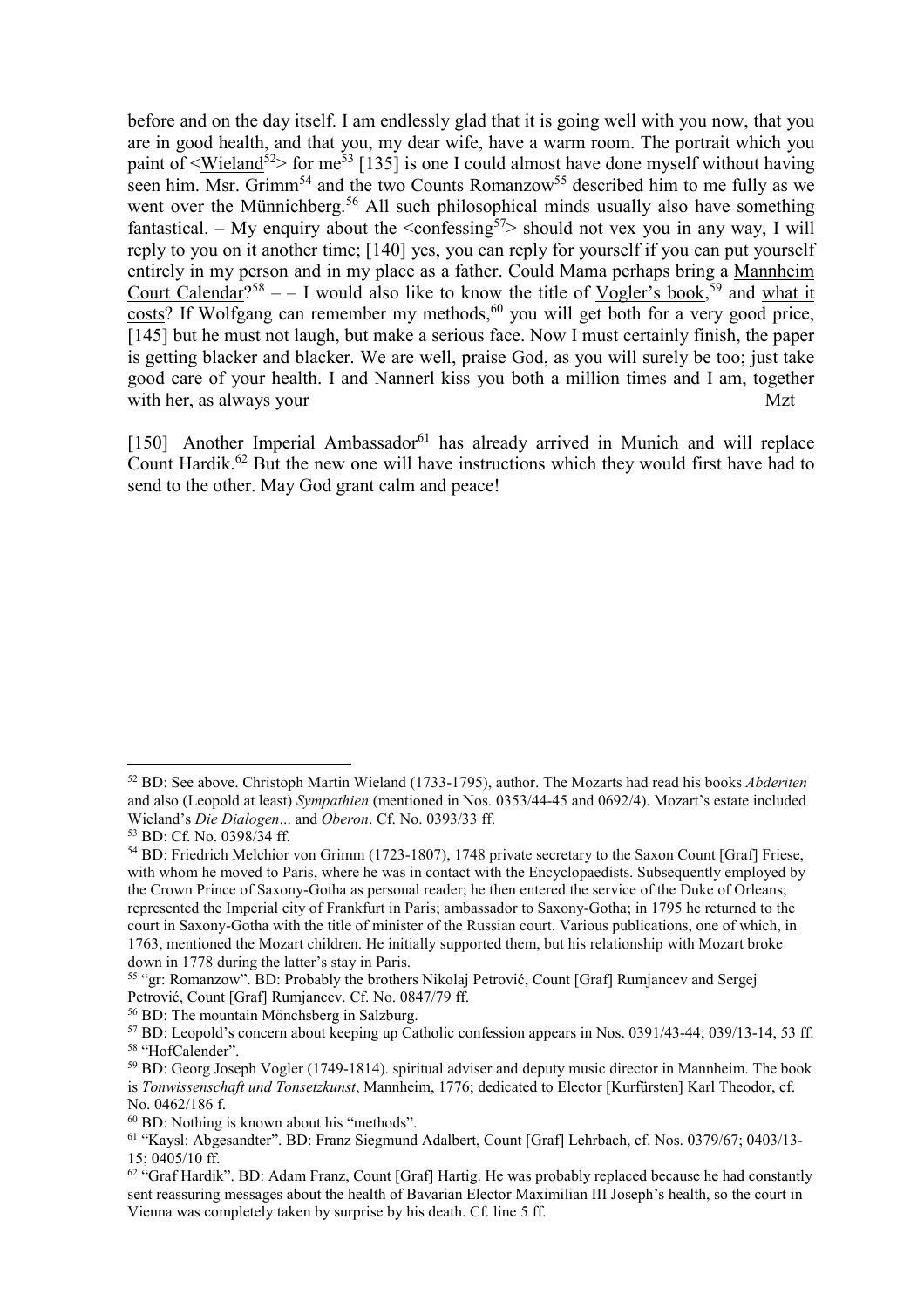before and on the day itself. I am endlessly glad that it is going well with you now, that you are in good health, and that you, my dear wife, have a warm room. The portrait which you paint of <Wieland[52]> for me[53] [135] is one I could almost have done myself without having seen him. Msr. Grimm[54] and the two Counts Romanzow[55] described him to me fully as we went over the Münnichberg.[56] All such philosophical minds usually also have something fantastical. – My enquiry about the <confessing[57]> should not vex you in any way, I will reply to you on it another time; [140] yes, you can reply for yourself if you can put yourself entirely in my person and in my place as a father. Could Mama perhaps bring a Mannheim Court Calendar?[58] – – I would also like to know the title of Vogler's book,[59] and what it costs? If Wolfgang can remember my methods,[60] you will get both for a very good price, [145] but he must not laugh, but make a serious face. Now I must certainly finish, the paper is getting blacker and blacker. We are well, praise God, as you will surely be too; just take good care of your health. I and Nannerl kiss you both a million times and I am, together with her, as always your Mzt

[150] Another Imperial Ambassador[61] has already arrived in Munich and will replace Count Hardik.[62] But the new one will have instructions which they would first have had to send to the other. May God grant calm and peace!

---

[52] BD: See above. Christoph Martin Wieland (1733-1795), author. The Mozarts had read his books *Abderiten* and also (Leopold at least) *Sympathien* (mentioned in Nos. 0353/44-45 and 0692/4). Mozart's estate included Wieland's *Die Dialogen*... and *Oberon*. Cf. No. 0393/33 ff.

[53] BD: Cf. No. 0398/34 ff.

[54] BD: Friedrich Melchior von Grimm (1723-1807), 1748 private secretary to the Saxon Count [Graf] Friese, with whom he moved to Paris, where he was in contact with the Encyclopaedists. Subsequently employed by the Crown Prince of Saxony-Gotha as personal reader; he then entered the service of the Duke of Orleans; represented the Imperial city of Frankfurt in Paris; ambassador to Saxony-Gotha; in 1795 he returned to the court in Saxony-Gotha with the title of minister of the Russian court. Various publications, one of which, in 1763, mentioned the Mozart children. He initially supported them, but his relationship with Mozart broke down in 1778 during the latter's stay in Paris.

[55] "gr: Romanzow". BD: Probably the brothers Nikolaj Petrović, Count [Graf] Rumjancev and Sergej Petrović, Count [Graf] Rumjancev. Cf. No. 0847/79 ff.

[56] BD: The mountain Mönchsberg in Salzburg.

[57] BD: Leopold's concern about keeping up Catholic confession appears in Nos. 0391/43-44; 039/13-14, 53 ff.

[58] "HofCalender".

[59] BD: Georg Joseph Vogler (1749-1814). spiritual adviser and deputy music director in Mannheim. The book is *Tonwissenschaft und Tonsetzkunst*, Mannheim, 1776; dedicated to Elector [Kurfürsten] Karl Theodor, cf. No. 0462/186 f.

[60] BD: Nothing is known about his "methods".

[61] "Kaysl: Abgesandter". BD: Franz Siegmund Adalbert, Count [Graf] Lehrbach, cf. Nos. 0379/67; 0403/13-15; 0405/10 ff.

[62] "Graf Hardik". BD: Adam Franz, Count [Graf] Hartig. He was probably replaced because he had constantly sent reassuring messages about the health of Bavarian Elector Maximilian III Joseph's health, so the court in Vienna was completely taken by surprise by his death. Cf. line 5 ff.